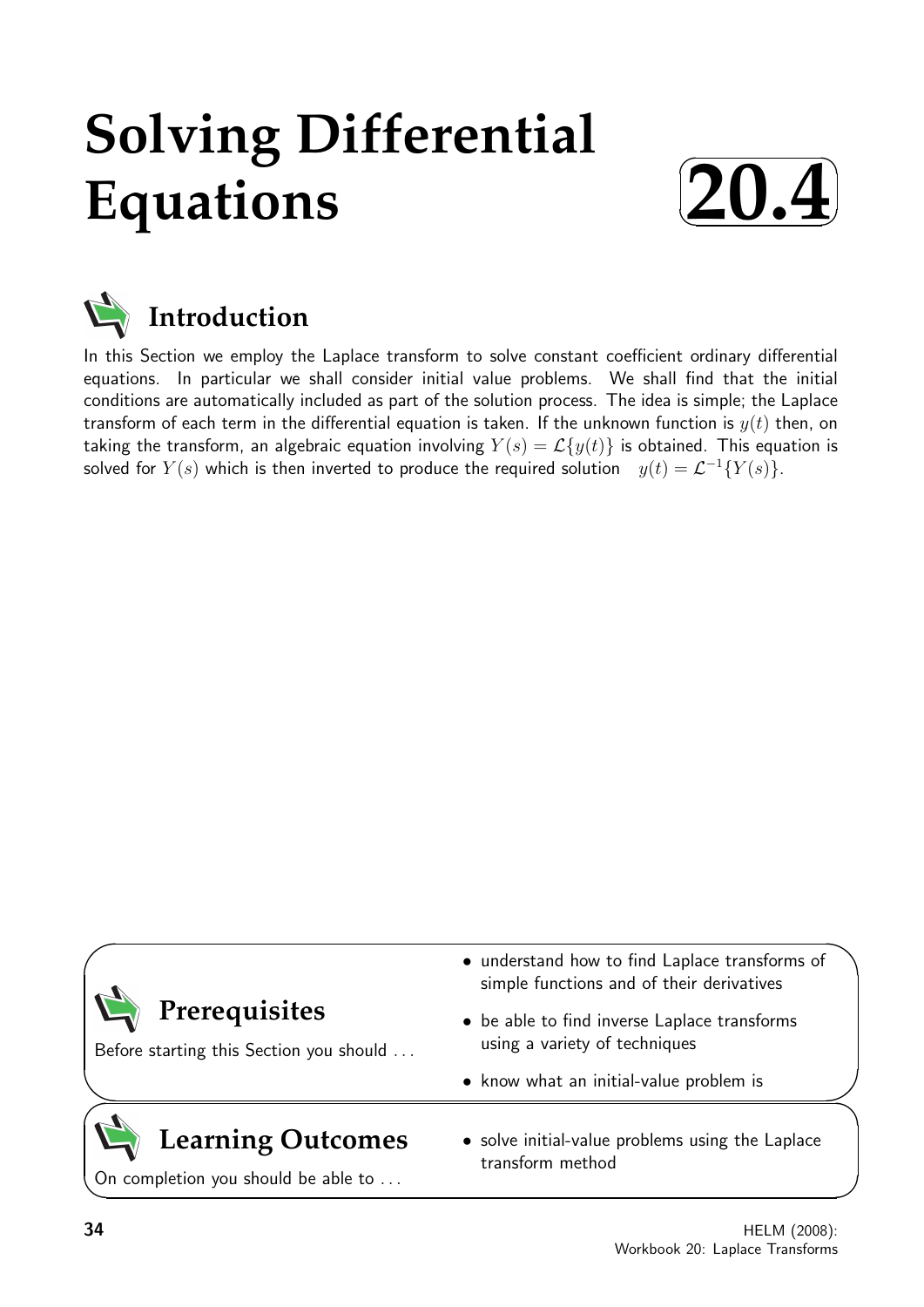# Solving Differential Equations

**20.4**

## Introduction

In this Section we employ the Laplace transform to solve constant coefficient ordinary differential equations. In particular we shall consider initial value problems. We shall find that the initial conditions are automatically included as part of the solution process. The idea is simple; the Laplace transform of each term in the differential equation is taken. If the unknown function is $y(t)$ then, on taking the transform, an algebraic equation involving $Y(s) = \mathcal{L}\{y(t)\}$ is obtained. This equation is solved for $Y(s)$ which is then inverted to produce the required solution $y(t) = \mathcal{L}^{-1}\{Y(s)\}$.

## Prerequisites

Before starting this Section you should ...

- understand how to find Laplace transforms of simple functions and of their derivatives
- be able to find inverse Laplace transforms using a variety of techniques
- know what an initial-value problem is

## Learning Outcomes

On completion you should be able to ...

- solve initial-value problems using the Laplace transform method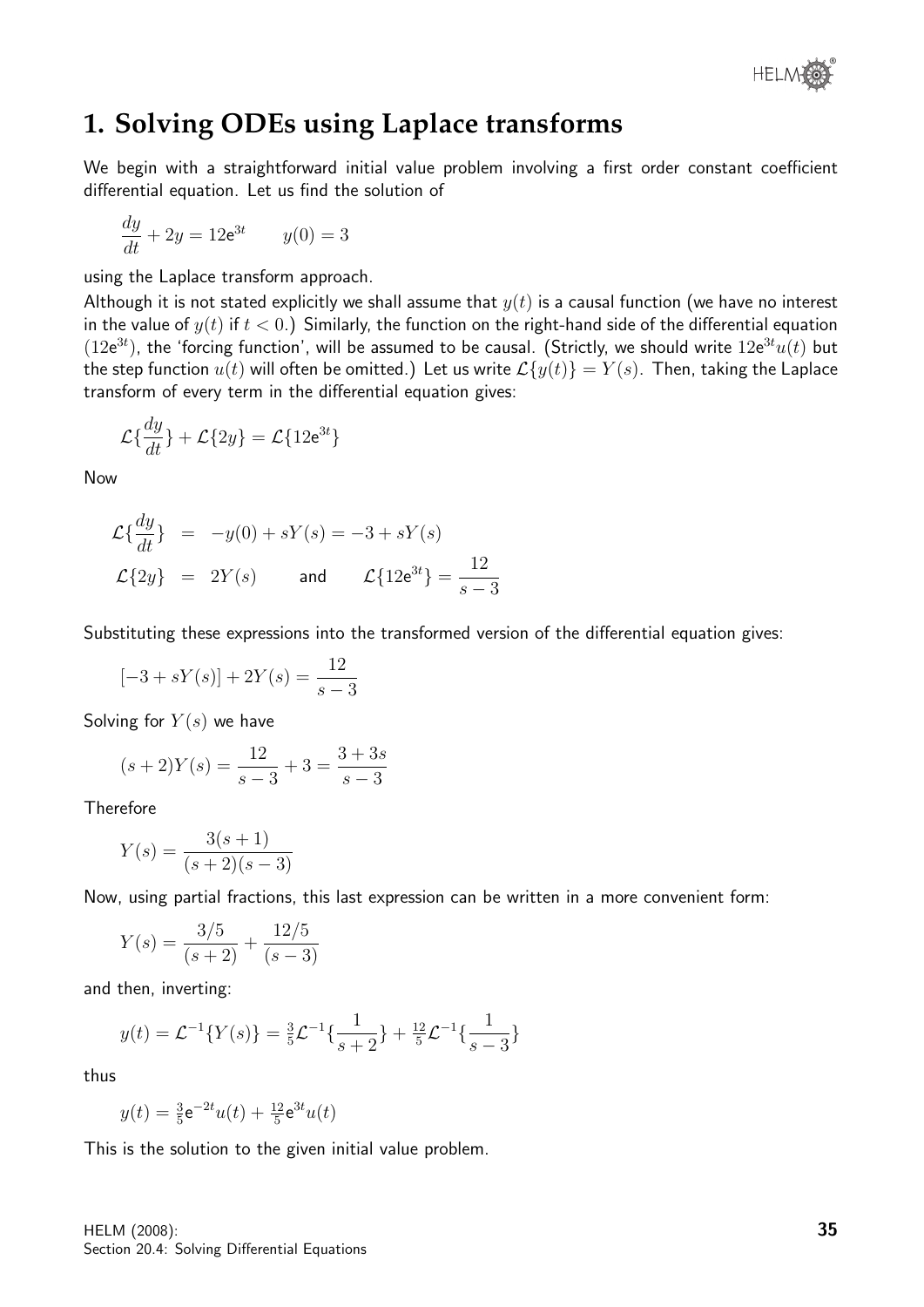## 1. Solving ODEs using Laplace transforms

We begin with a straightforward initial value problem involving a first order constant coefficient differential equation. Let us find the solution of

$$\frac{dy}{dt} + 2y = 12e^{3t} \qquad y(0) = 3$$

using the Laplace transform approach.

Although it is not stated explicitly we shall assume that $y(t)$ is a causal function (we have no interest in the value of $y(t)$ if $t < 0$.) Similarly, the function on the right-hand side of the differential equation ($12e^{3t}$), the 'forcing function', will be assumed to be causal. (Strictly, we should write $12e^{3t}u(t)$ but the step function $u(t)$ will often be omitted.) Let us write $\mathcal{L}\{y(t)\} = Y(s)$. Then, taking the Laplace transform of every term in the differential equation gives:

$$\mathcal{L}\{\frac{dy}{dt}\} + \mathcal{L}\{2y\} = \mathcal{L}\{12e^{3t}\}$$

Now

$$\begin{aligned}
\mathcal{L}\{\frac{dy}{dt}\} &= -y(0) + sY(s) = -3 + sY(s) \\
\mathcal{L}\{2y\} &= 2Y(s) \qquad \text{and} \qquad \mathcal{L}\{12e^{3t}\} = \frac{12}{s-3}
\end{aligned}$$

Substituting these expressions into the transformed version of the differential equation gives:

$$[-3 + sY(s)] + 2Y(s) = \frac{12}{s-3}$$

Solving for $Y(s)$ we have

$$(s+2)Y(s) = \frac{12}{s-3} + 3 = \frac{3+3s}{s-3}$$

Therefore

$$Y(s) = \frac{3(s+1)}{(s+2)(s-3)}$$

Now, using partial fractions, this last expression can be written in a more convenient form:

$$Y(s) = \frac{3/5}{(s+2)} + \frac{12/5}{(s-3)}$$

and then, inverting:

$$y(t) = \mathcal{L}^{-1}\{Y(s)\} = \tfrac{3}{5}\mathcal{L}^{-1}\{\frac{1}{s+2}\} + \tfrac{12}{5}\mathcal{L}^{-1}\{\frac{1}{s-3}\}$$

thus

$$y(t) = \tfrac{3}{5}e^{-2t}u(t) + \tfrac{12}{5}e^{3t}u(t)$$

This is the solution to the given initial value problem.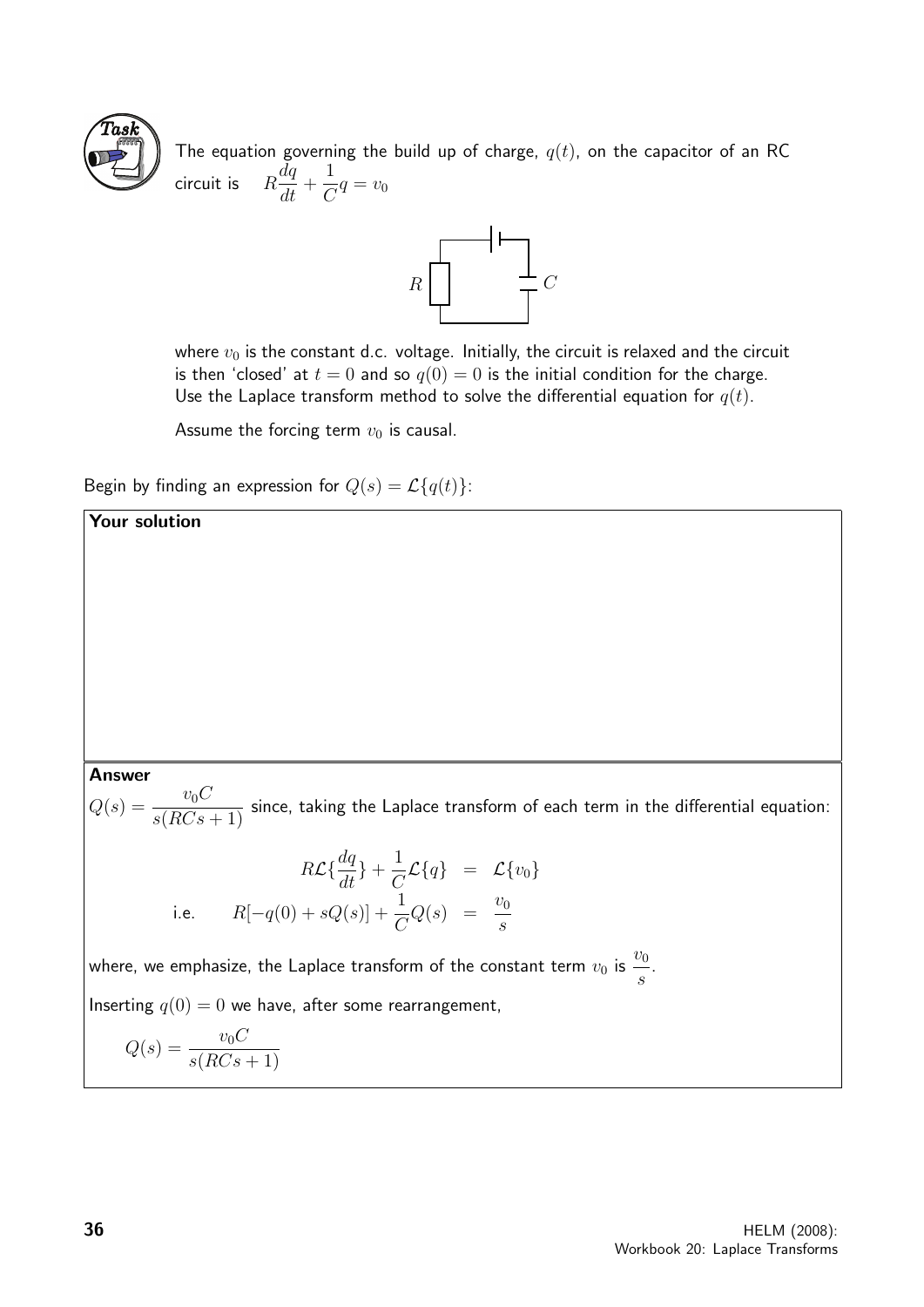**Task**

The equation governing the build up of charge, $q(t)$, on the capacitor of an RC circuit is $\quad R\dfrac{dq}{dt} + \dfrac{1}{C}q = v_0$

where $v_0$ is the constant d.c. voltage. Initially, the circuit is relaxed and the circuit is then 'closed' at $t = 0$ and so $q(0) = 0$ is the initial condition for the charge. Use the Laplace transform method to solve the differential equation for $q(t)$.

Assume the forcing term $v_0$ is causal.

Begin by finding an expression for $Q(s) = \mathcal{L}\{q(t)\}$:

**Your solution**

**Answer**

$Q(s) = \dfrac{v_0 C}{s(RCs+1)}$ since, taking the Laplace transform of each term in the differential equation:

$$R\mathcal{L}\{\frac{dq}{dt}\} + \frac{1}{C}\mathcal{L}\{q\} = \mathcal{L}\{v_0\}$$

$$\text{i.e.} \qquad R[-q(0) + sQ(s)] + \frac{1}{C}Q(s) = \frac{v_0}{s}$$

where, we emphasize, the Laplace transform of the constant term $v_0$ is $\dfrac{v_0}{s}$.

Inserting $q(0) = 0$ we have, after some rearrangement,

$$Q(s) = \frac{v_0 C}{s(RCs+1)}$$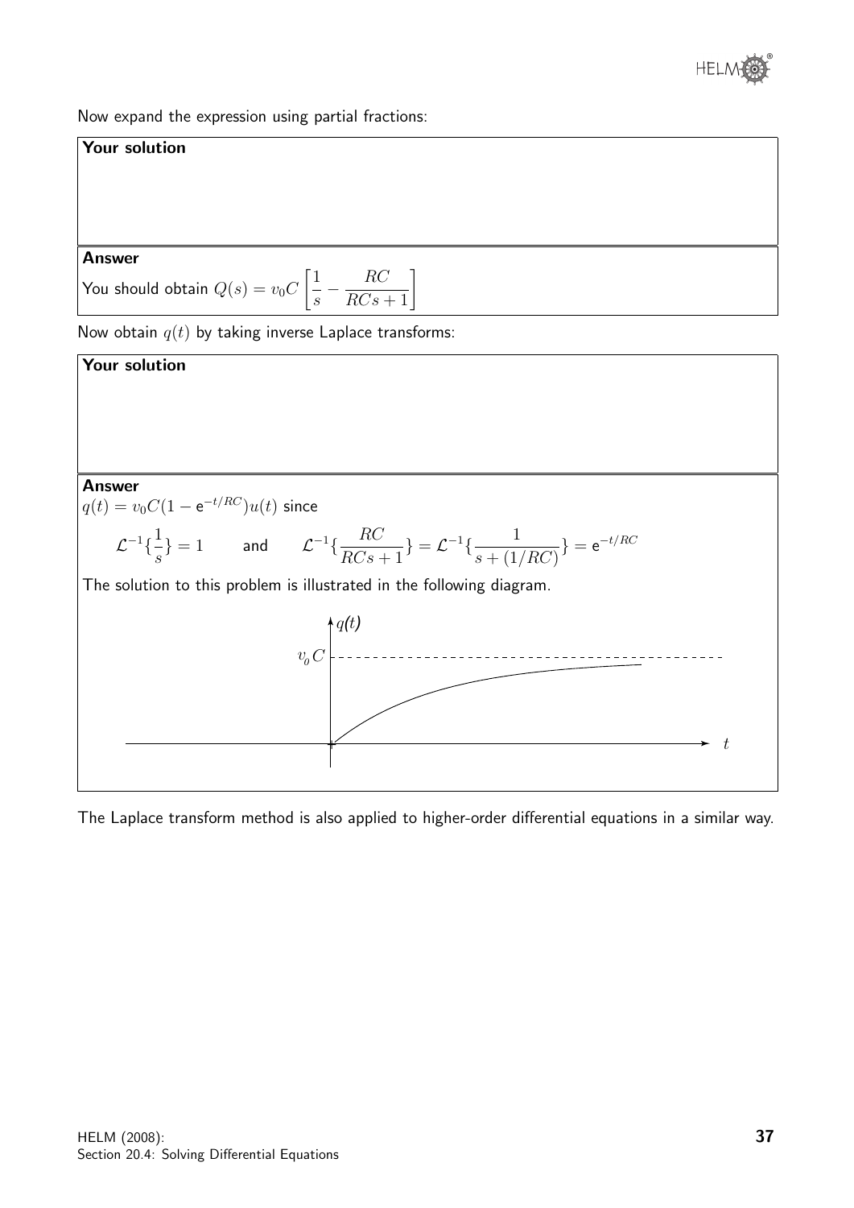Now expand the expression using partial fractions:

**Your solution**

**Answer**

You should obtain $Q(s) = v_0 C\left[\dfrac{1}{s} - \dfrac{RC}{RCs+1}\right]$

Now obtain $q(t)$ by taking inverse Laplace transforms:

**Your solution**

**Answer**

$q(t) = v_0 C(1 - \mathrm{e}^{-t/RC})u(t)$ since

$$\mathcal{L}^{-1}\{\frac{1}{s}\} = 1 \qquad \text{and} \qquad \mathcal{L}^{-1}\{\frac{RC}{RCs+1}\} = \mathcal{L}^{-1}\{\frac{1}{s+(1/RC)}\} = \mathrm{e}^{-t/RC}$$

The solution to this problem is illustrated in the following diagram.

The Laplace transform method is also applied to higher-order differential equations in a similar way.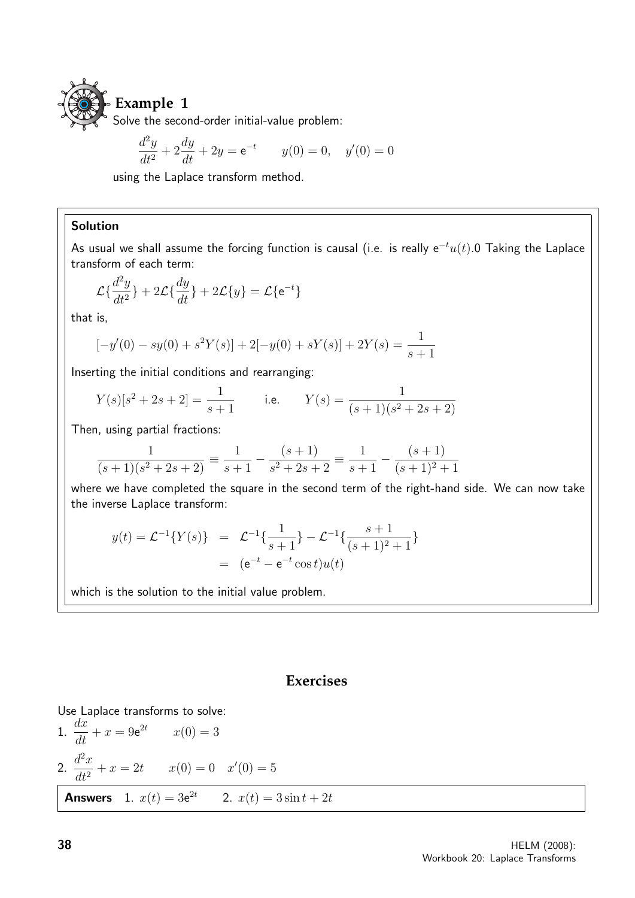## Example 1

Solve the second-order initial-value problem:

$$\frac{d^2y}{dt^2} + 2\frac{dy}{dt} + 2y = \mathsf{e}^{-t} \qquad y(0) = 0, \quad y'(0) = 0$$

using the Laplace transform method.

### Solution

As usual we shall assume the forcing function is causal (i.e. is really $\mathsf{e}^{-t}u(t)$.0 Taking the Laplace transform of each term:

$$\mathcal{L}\{\frac{d^2y}{dt^2}\} + 2\mathcal{L}\{\frac{dy}{dt}\} + 2\mathcal{L}\{y\} = \mathcal{L}\{\mathsf{e}^{-t}\}$$

that is,

$$[-y'(0) - sy(0) + s^2Y(s)] + 2[-y(0) + sY(s)] + 2Y(s) = \frac{1}{s+1}$$

Inserting the initial conditions and rearranging:

$$Y(s)[s^2 + 2s + 2] = \frac{1}{s+1} \qquad \text{i.e.} \qquad Y(s) = \frac{1}{(s+1)(s^2+2s+2)}$$

Then, using partial fractions:

$$\frac{1}{(s+1)(s^2+2s+2)} \equiv \frac{1}{s+1} - \frac{(s+1)}{s^2+2s+2} \equiv \frac{1}{s+1} - \frac{(s+1)}{(s+1)^2+1}$$

where we have completed the square in the second term of the right-hand side. We can now take the inverse Laplace transform:

$$\begin{aligned} y(t) = \mathcal{L}^{-1}\{Y(s)\} &= \mathcal{L}^{-1}\{\frac{1}{s+1}\} - \mathcal{L}^{-1}\{\frac{s+1}{(s+1)^2+1}\} \\ &= (\mathsf{e}^{-t} - \mathsf{e}^{-t}\cos t)u(t) \end{aligned}$$

which is the solution to the initial value problem.

## Exercises

Use Laplace transforms to solve:

1. $\dfrac{dx}{dt} + x = 9\mathsf{e}^{2t} \qquad x(0) = 3$

2. $\dfrac{d^2x}{dt^2} + x = 2t \qquad x(0) = 0 \quad x'(0) = 5$

**Answers** 1. $x(t) = 3\mathsf{e}^{2t}$ 2. $x(t) = 3\sin t + 2t$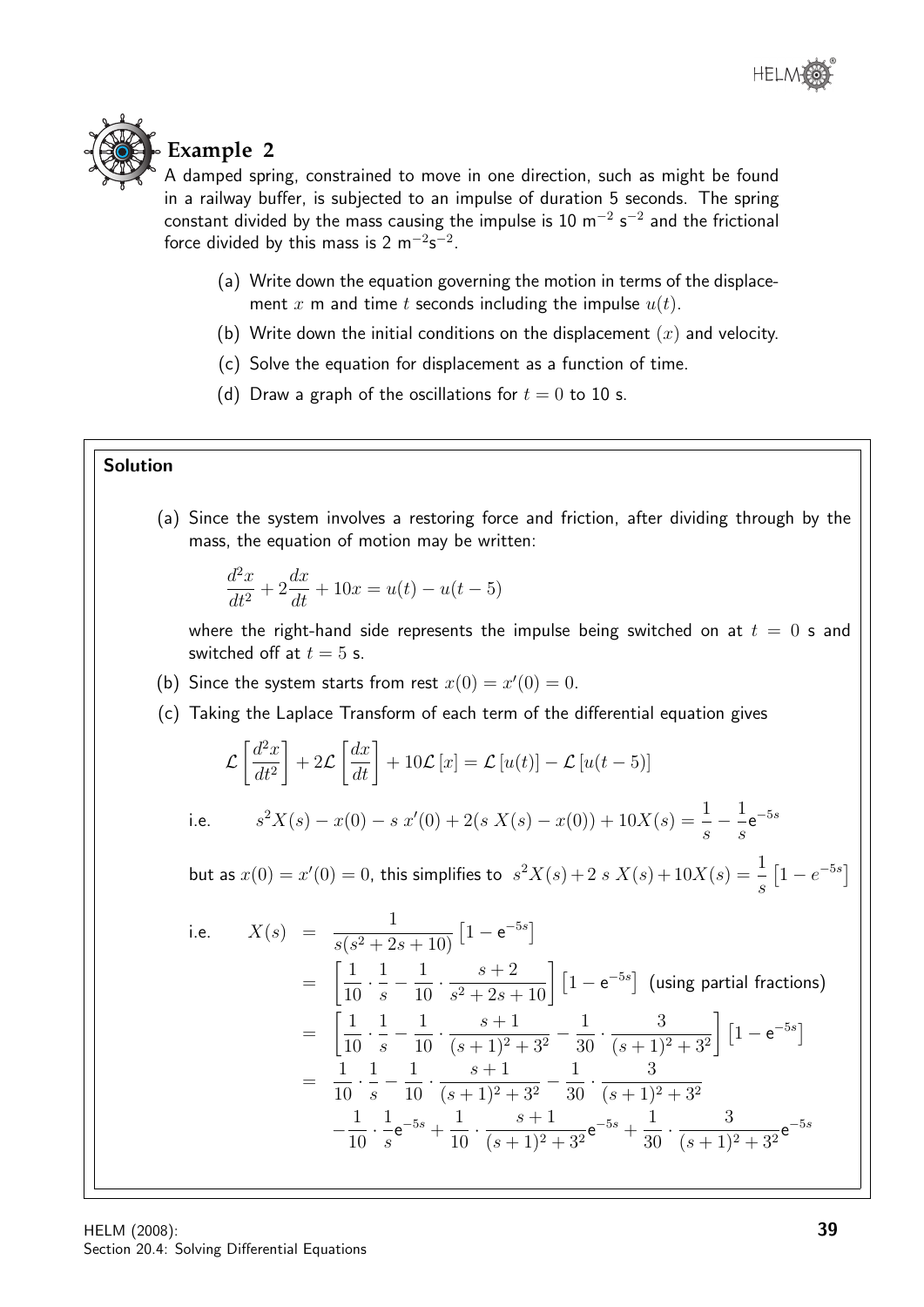## Example 2

A damped spring, constrained to move in one direction, such as might be found in a railway buffer, is subjected to an impulse of duration 5 seconds. The spring constant divided by the mass causing the impulse is 10 $\text{m}^{-2}\ \text{s}^{-2}$ and the frictional force divided by this mass is 2 $\text{m}^{-2}\text{s}^{-2}$.

(a) Write down the equation governing the motion in terms of the displacement $x$ m and time $t$ seconds including the impulse $u(t)$.

(b) Write down the initial conditions on the displacement $(x)$ and velocity.

(c) Solve the equation for displacement as a function of time.

(d) Draw a graph of the oscillations for $t = 0$ to 10 s.

### Solution

(a) Since the system involves a restoring force and friction, after dividing through by the mass, the equation of motion may be written:

$$\frac{d^2x}{dt^2} + 2\frac{dx}{dt} + 10x = u(t) - u(t-5)$$

where the right-hand side represents the impulse being switched on at $t = 0$ s and switched off at $t = 5$ s.

(b) Since the system starts from rest $x(0) = x'(0) = 0$.

(c) Taking the Laplace Transform of each term of the differential equation gives

$$\mathcal{L}\left[\frac{d^2x}{dt^2}\right] + 2\mathcal{L}\left[\frac{dx}{dt}\right] + 10\mathcal{L}\left[x\right] = \mathcal{L}\left[u(t)\right] - \mathcal{L}\left[u(t-5)\right]$$

i.e. $\quad s^2X(s) - x(0) - s\ x'(0) + 2(s\ X(s) - x(0)) + 10X(s) = \dfrac{1}{s} - \dfrac{1}{s}\mathrm{e}^{-5s}$

but as $x(0) = x'(0) = 0$, this simplifies to $s^2X(s) + 2\ s\ X(s) + 10X(s) = \dfrac{1}{s}\left[1 - e^{-5s}\right]$

$$\begin{aligned}
\text{i.e.}\quad X(s) &= \frac{1}{s(s^2+2s+10)}\left[1 - \mathrm{e}^{-5s}\right] \\
&= \left[\frac{1}{10}\cdot\frac{1}{s} - \frac{1}{10}\cdot\frac{s+2}{s^2+2s+10}\right]\left[1 - \mathrm{e}^{-5s}\right] \ \text{(using partial fractions)} \\
&= \left[\frac{1}{10}\cdot\frac{1}{s} - \frac{1}{10}\cdot\frac{s+1}{(s+1)^2+3^2} - \frac{1}{30}\cdot\frac{3}{(s+1)^2+3^2}\right]\left[1 - \mathrm{e}^{-5s}\right] \\
&= \frac{1}{10}\cdot\frac{1}{s} - \frac{1}{10}\cdot\frac{s+1}{(s+1)^2+3^2} - \frac{1}{30}\cdot\frac{3}{(s+1)^2+3^2} \\
&\quad - \frac{1}{10}\cdot\frac{1}{s}\mathrm{e}^{-5s} + \frac{1}{10}\cdot\frac{s+1}{(s+1)^2+3^2}\mathrm{e}^{-5s} + \frac{1}{30}\cdot\frac{3}{(s+1)^2+3^2}\mathrm{e}^{-5s}
\end{aligned}$$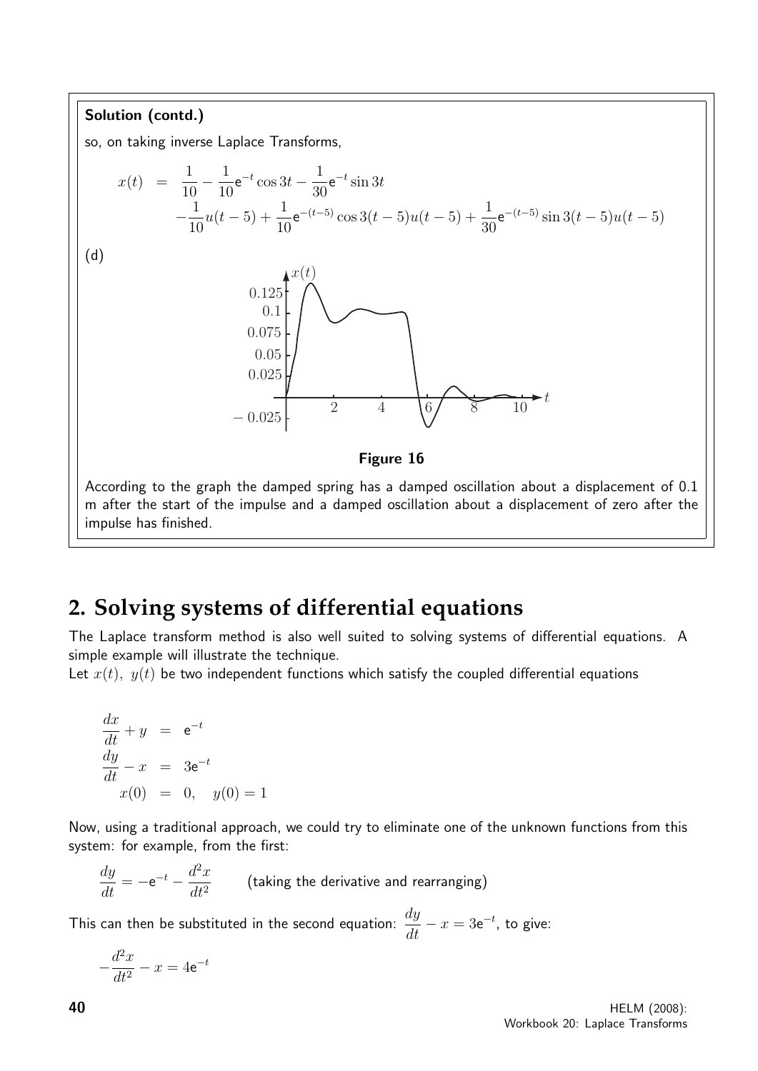**Solution (contd.)**

so, on taking inverse Laplace Transforms,

$$
\begin{aligned}
x(t) &= \frac{1}{10} - \frac{1}{10}\mathrm{e}^{-t}\cos 3t - \frac{1}{30}\mathrm{e}^{-t}\sin 3t \\
&\quad -\frac{1}{10}u(t-5) + \frac{1}{10}\mathrm{e}^{-(t-5)}\cos 3(t-5)u(t-5) + \frac{1}{30}\mathrm{e}^{-(t-5)}\sin 3(t-5)u(t-5)
\end{aligned}
$$

(d)

**Figure 16**

According to the graph the damped spring has a damped oscillation about a displacement of 0.1 m after the start of the impulse and a damped oscillation about a displacement of zero after the impulse has finished.

## 2. Solving systems of differential equations

The Laplace transform method is also well suited to solving systems of differential equations. A simple example will illustrate the technique.

Let $x(t),\ y(t)$ be two independent functions which satisfy the coupled differential equations

$$
\begin{aligned}
\frac{dx}{dt} + y &= \mathrm{e}^{-t} \\
\frac{dy}{dt} - x &= 3\mathrm{e}^{-t} \\
x(0) &= 0, \quad y(0) = 1
\end{aligned}
$$

Now, using a traditional approach, we could try to eliminate one of the unknown functions from this system: for example, from the first:

$$\frac{dy}{dt} = -\mathrm{e}^{-t} - \frac{d^2x}{dt^2} \qquad \text{(taking the derivative and rearranging)}$$

This can then be substituted in the second equation: $\dfrac{dy}{dt} - x = 3\mathrm{e}^{-t}$, to give:

$$-\frac{d^2x}{dt^2} - x = 4\mathrm{e}^{-t}$$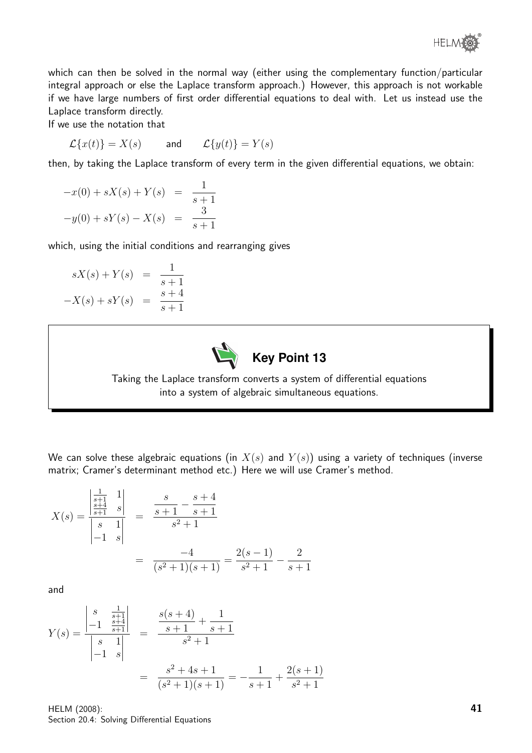which can then be solved in the normal way (either using the complementary function/particular integral approach or else the Laplace transform approach.) However, this approach is not workable if we have large numbers of first order differential equations to deal with. Let us instead use the Laplace transform directly.

If we use the notation that

$$\mathcal{L}\{x(t)\} = X(s) \qquad \text{and} \qquad \mathcal{L}\{y(t)\} = Y(s)$$

then, by taking the Laplace transform of every term in the given differential equations, we obtain:

$$\begin{aligned} -x(0) + sX(s) + Y(s) &= \frac{1}{s+1} \\ -y(0) + sY(s) - X(s) &= \frac{3}{s+1} \end{aligned}$$

which, using the initial conditions and rearranging gives

$$\begin{aligned} sX(s) + Y(s) &= \frac{1}{s+1} \\ -X(s) + sY(s) &= \frac{s+4}{s+1} \end{aligned}$$

> **Key Point 13**
>
> Taking the Laplace transform converts a system of differential equations into a system of algebraic simultaneous equations.

We can solve these algebraic equations (in $X(s)$ and $Y(s)$) using a variety of techniques (inverse matrix; Cramer's determinant method etc.) Here we will use Cramer's method.

$$X(s) = \frac{\begin{vmatrix} \frac{1}{s+1} & 1 \\ \frac{s+4}{s+1} & s \end{vmatrix}}{\begin{vmatrix} s & 1 \\ -1 & s \end{vmatrix}} = \frac{\dfrac{s}{s+1} - \dfrac{s+4}{s+1}}{s^2+1} = \frac{-4}{(s^2+1)(s+1)} = \frac{2(s-1)}{s^2+1} - \frac{2}{s+1}$$

and

$$Y(s) = \frac{\begin{vmatrix} s & \frac{1}{s+1} \\ -1 & \frac{s+4}{s+1} \end{vmatrix}}{\begin{vmatrix} s & 1 \\ -1 & s \end{vmatrix}} = \frac{\dfrac{s(s+4)}{s+1} + \dfrac{1}{s+1}}{s^2+1} = \frac{s^2+4s+1}{(s^2+1)(s+1)} = -\frac{1}{s+1} + \frac{2(s+1)}{s^2+1}$$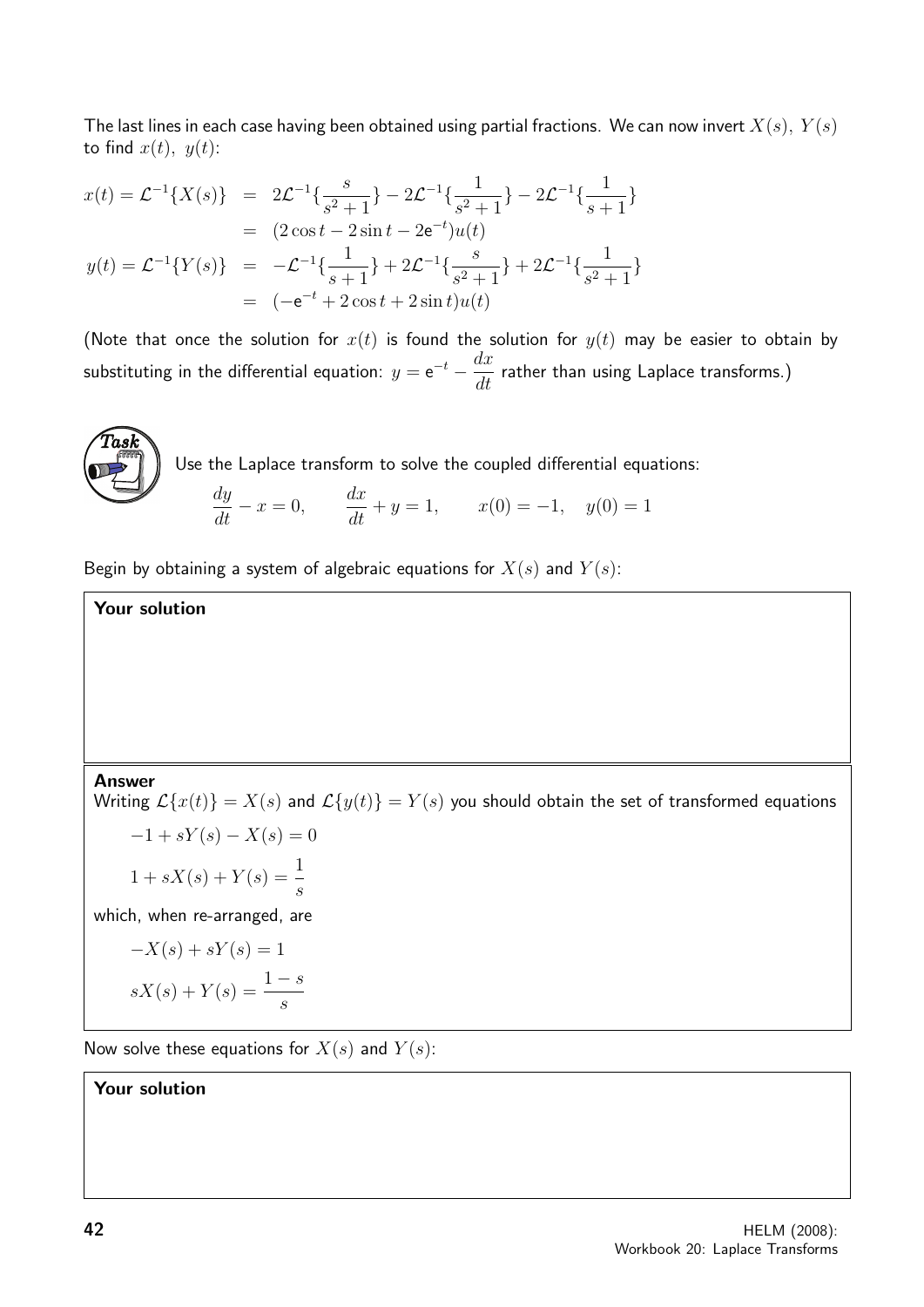The last lines in each case having been obtained using partial fractions. We can now invert $X(s)$, $Y(s)$ to find $x(t)$, $y(t)$:

$$
\begin{aligned}
x(t) = \mathcal{L}^{-1}\{X(s)\} &= 2\mathcal{L}^{-1}\{\frac{s}{s^2+1}\} - 2\mathcal{L}^{-1}\{\frac{1}{s^2+1}\} - 2\mathcal{L}^{-1}\{\frac{1}{s+1}\} \\
&= (2\cos t - 2\sin t - 2\mathrm{e}^{-t})u(t) \\
y(t) = \mathcal{L}^{-1}\{Y(s)\} &= -\mathcal{L}^{-1}\{\frac{1}{s+1}\} + 2\mathcal{L}^{-1}\{\frac{s}{s^2+1}\} + 2\mathcal{L}^{-1}\{\frac{1}{s^2+1}\} \\
&= (-\mathrm{e}^{-t} + 2\cos t + 2\sin t)u(t)
\end{aligned}
$$

(Note that once the solution for $x(t)$ is found the solution for $y(t)$ may be easier to obtain by substituting in the differential equation: $y = \mathrm{e}^{-t} - \dfrac{dx}{dt}$ rather than using Laplace transforms.)

**Task**

Use the Laplace transform to solve the coupled differential equations:

$$\frac{dy}{dt} - x = 0, \qquad \frac{dx}{dt} + y = 1, \qquad x(0) = -1, \quad y(0) = 1$$

Begin by obtaining a system of algebraic equations for $X(s)$ and $Y(s)$:

**Your solution**

**Answer**

Writing $\mathcal{L}\{x(t)\} = X(s)$ and $\mathcal{L}\{y(t)\} = Y(s)$ you should obtain the set of transformed equations

$$-1 + sY(s) - X(s) = 0$$

$$1 + sX(s) + Y(s) = \frac{1}{s}$$

which, when re-arranged, are

$$-X(s) + sY(s) = 1$$

$$sX(s) + Y(s) = \frac{1-s}{s}$$

Now solve these equations for $X(s)$ and $Y(s)$:

**Your solution**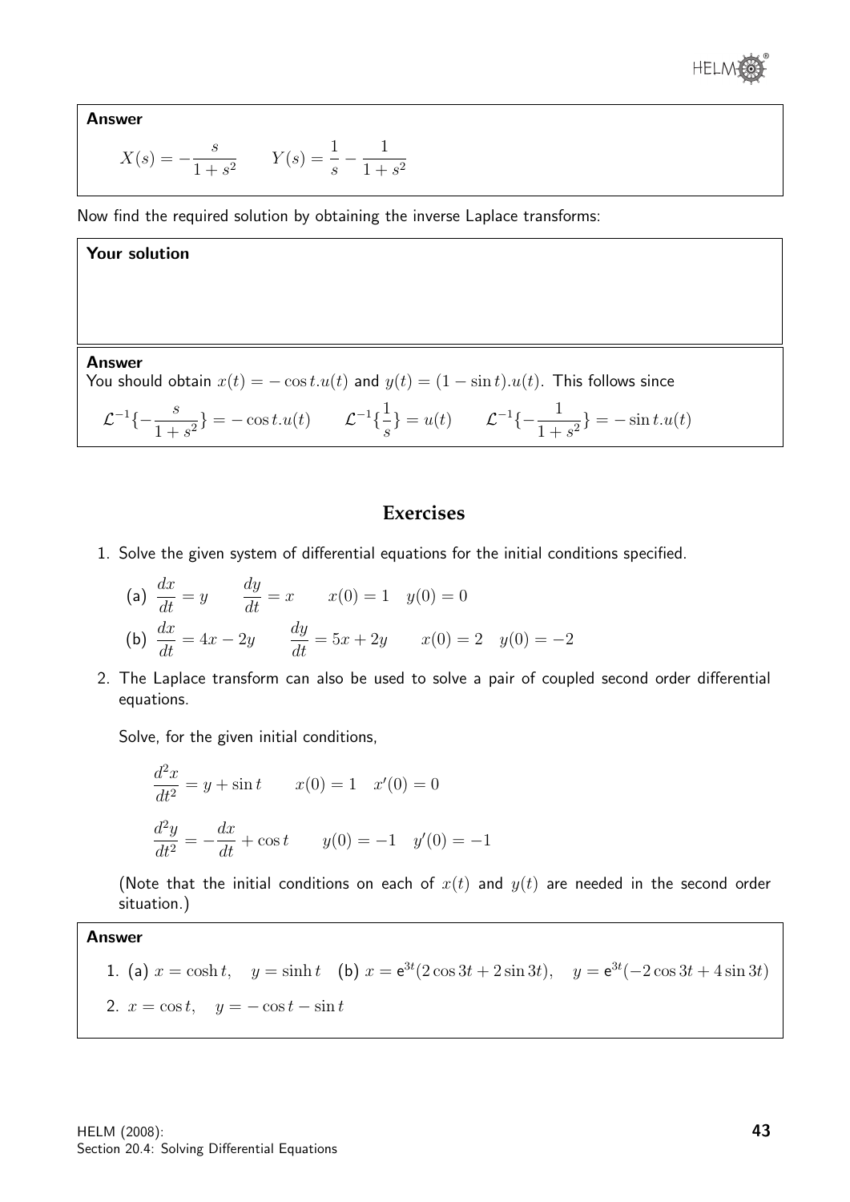**Answer**

$$X(s) = -\frac{s}{1+s^2} \qquad Y(s) = \frac{1}{s} - \frac{1}{1+s^2}$$

Now find the required solution by obtaining the inverse Laplace transforms:

**Your solution**

**Answer**

You should obtain $x(t) = -\cos t.u(t)$ and $y(t) = (1 - \sin t).u(t)$. This follows since

$$\mathcal{L}^{-1}\{-\frac{s}{1+s^2}\} = -\cos t.u(t) \qquad \mathcal{L}^{-1}\{\frac{1}{s}\} = u(t) \qquad \mathcal{L}^{-1}\{-\frac{1}{1+s^2}\} = -\sin t.u(t)$$

## Exercises

1. Solve the given system of differential equations for the initial conditions specified.

   (a) $\dfrac{dx}{dt} = y \qquad \dfrac{dy}{dt} = x \qquad x(0) = 1 \quad y(0) = 0$

   (b) $\dfrac{dx}{dt} = 4x - 2y \qquad \dfrac{dy}{dt} = 5x + 2y \qquad x(0) = 2 \quad y(0) = -2$

2. The Laplace transform can also be used to solve a pair of coupled second order differential equations.

   Solve, for the given initial conditions,

   $$\frac{d^2x}{dt^2} = y + \sin t \qquad x(0) = 1 \quad x'(0) = 0$$

   $$\frac{d^2y}{dt^2} = -\frac{dx}{dt} + \cos t \qquad y(0) = -1 \quad y'(0) = -1$$

   (Note that the initial conditions on each of $x(t)$ and $y(t)$ are needed in the second order situation.)

**Answer**

1. (a) $x = \cosh t, \quad y = \sinh t$ (b) $x = \mathrm{e}^{3t}(2\cos 3t + 2\sin 3t), \quad y = \mathrm{e}^{3t}(-2\cos 3t + 4\sin 3t)$

2. $x = \cos t, \quad y = -\cos t - \sin t$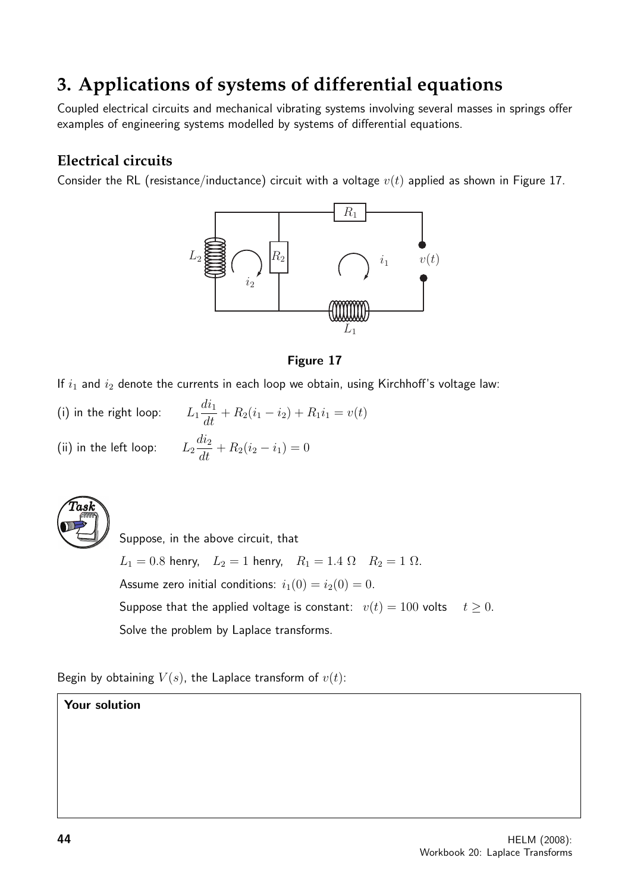# 3. Applications of systems of differential equations

Coupled electrical circuits and mechanical vibrating systems involving several masses in springs offer examples of engineering systems modelled by systems of differential equations.

## Electrical circuits

Consider the RL (resistance/inductance) circuit with a voltage $v(t)$ applied as shown in Figure 17.

**Figure 17**

If $i_1$ and $i_2$ denote the currents in each loop we obtain, using Kirchhoff's voltage law:

(i) in the right loop: $\quad L_1\dfrac{di_1}{dt} + R_2(i_1 - i_2) + R_1 i_1 = v(t)$

(ii) in the left loop: $\quad L_2\dfrac{di_2}{dt} + R_2(i_2 - i_1) = 0$

**Task**

Suppose, in the above circuit, that

$L_1 = 0.8$ henry, $\quad L_2 = 1$ henry, $\quad R_1 = 1.4\ \Omega \quad R_2 = 1\ \Omega$.

Assume zero initial conditions: $i_1(0) = i_2(0) = 0$.

Suppose that the applied voltage is constant: $\; v(t) = 100$ volts $\quad t \geq 0$.

Solve the problem by Laplace transforms.

Begin by obtaining $V(s)$, the Laplace transform of $v(t)$:

**Your solution**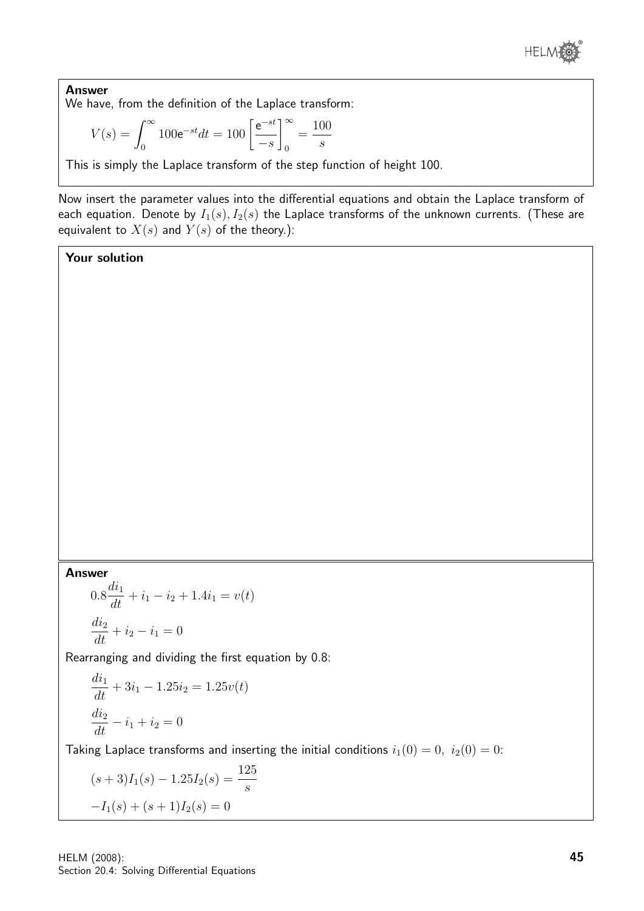**Answer**

We have, from the definition of the Laplace transform:

$$V(s) = \int_0^\infty 100e^{-st}dt = 100\left[\frac{e^{-st}}{-s}\right]_0^\infty = \frac{100}{s}$$

This is simply the Laplace transform of the step function of height 100.

Now insert the parameter values into the differential equations and obtain the Laplace transform of each equation. Denote by $I_1(s), I_2(s)$ the Laplace transforms of the unknown currents. (These are equivalent to $X(s)$ and $Y(s)$ of the theory.):

**Your solution**

**Answer**

$$0.8\frac{di_1}{dt} + i_1 - i_2 + 1.4i_1 = v(t)$$

$$\frac{di_2}{dt} + i_2 - i_1 = 0$$

Rearranging and dividing the first equation by 0.8:

$$\frac{di_1}{dt} + 3i_1 - 1.25i_2 = 1.25v(t)$$

$$\frac{di_2}{dt} - i_1 + i_2 = 0$$

Taking Laplace transforms and inserting the initial conditions $i_1(0) = 0,\ i_2(0) = 0$:

$$(s+3)I_1(s) - 1.25I_2(s) = \frac{125}{s}$$

$$-I_1(s) + (s+1)I_2(s) = 0$$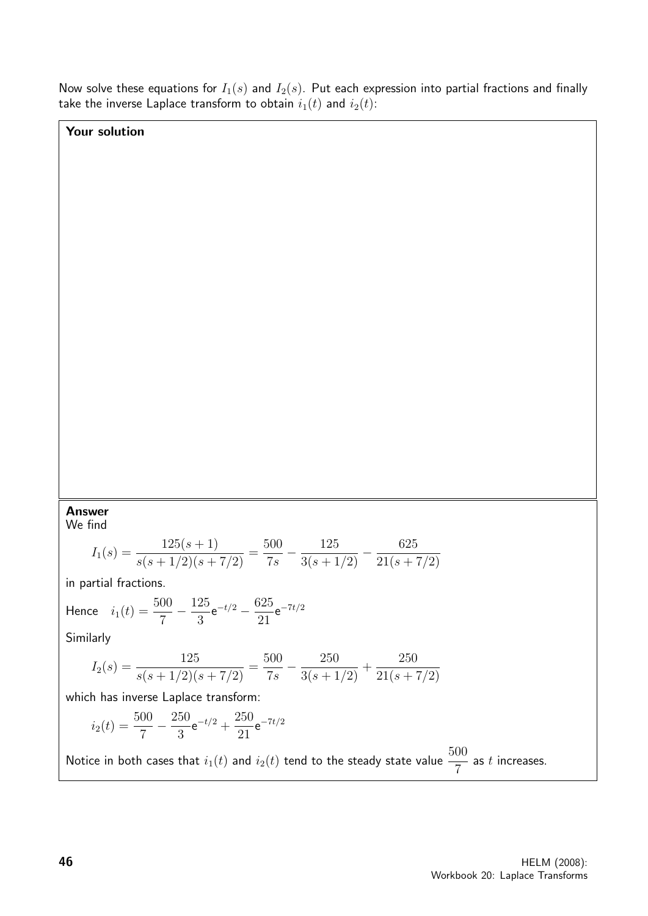Now solve these equations for $I_1(s)$ and $I_2(s)$. Put each expression into partial fractions and finally take the inverse Laplace transform to obtain $i_1(t)$ and $i_2(t)$:

**Your solution**

**Answer**

We find

$$I_1(s) = \frac{125(s+1)}{s(s+1/2)(s+7/2)} = \frac{500}{7s} - \frac{125}{3(s+1/2)} - \frac{625}{21(s+7/2)}$$

in partial fractions.

Hence $\quad i_1(t) = \dfrac{500}{7} - \dfrac{125}{3}e^{-t/2} - \dfrac{625}{21}e^{-7t/2}$

Similarly

$$I_2(s) = \frac{125}{s(s+1/2)(s+7/2)} = \frac{500}{7s} - \frac{250}{3(s+1/2)} + \frac{250}{21(s+7/2)}$$

which has inverse Laplace transform:

$$i_2(t) = \frac{500}{7} - \frac{250}{3}e^{-t/2} + \frac{250}{21}e^{-7t/2}$$

Notice in both cases that $i_1(t)$ and $i_2(t)$ tend to the steady state value $\dfrac{500}{7}$ as $t$ increases.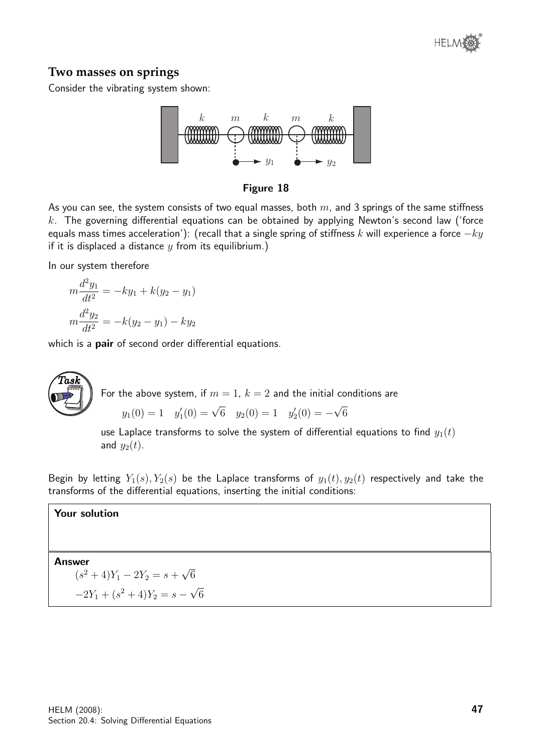## Two masses on springs

Consider the vibrating system shown:

**Figure 18**

As you can see, the system consists of two equal masses, both $m$, and 3 springs of the same stiffness $k$. The governing differential equations can be obtained by applying Newton's second law ('force equals mass times acceleration'): (recall that a single spring of stiffness $k$ will experience a force $-ky$ if it is displaced a distance $y$ from its equilibrium.)

In our system therefore

$$m\frac{d^2y_1}{dt^2} = -ky_1 + k(y_2 - y_1)$$

$$m\frac{d^2y_2}{dt^2} = -k(y_2 - y_1) - ky_2$$

which is a **pair** of second order differential equations.

**Task**

For the above system, if $m = 1$, $k = 2$ and the initial conditions are

$$y_1(0) = 1 \quad y_1'(0) = \sqrt{6} \quad y_2(0) = 1 \quad y_2'(0) = -\sqrt{6}$$

use Laplace transforms to solve the system of differential equations to find $y_1(t)$ and $y_2(t)$.

Begin by letting $Y_1(s), Y_2(s)$ be the Laplace transforms of $y_1(t), y_2(t)$ respectively and take the transforms of the differential equations, inserting the initial conditions:

**Your solution**

**Answer**

$$(s^2 + 4)Y_1 - 2Y_2 = s + \sqrt{6}$$

$$-2Y_1 + (s^2 + 4)Y_2 = s - \sqrt{6}$$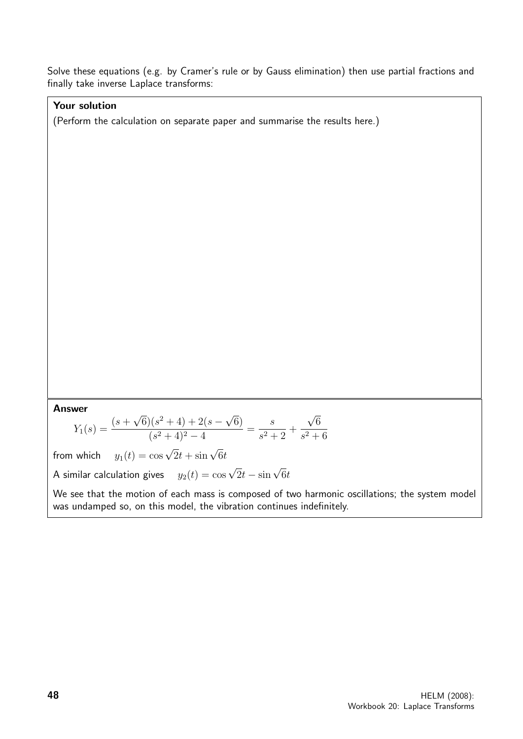Solve these equations (e.g. by Cramer's rule or by Gauss elimination) then use partial fractions and finally take inverse Laplace transforms:

**Your solution**

(Perform the calculation on separate paper and summarise the results here.)

**Answer**

$$Y_1(s) = \frac{(s+\sqrt{6})(s^2+4) + 2(s-\sqrt{6})}{(s^2+4)^2 - 4} = \frac{s}{s^2+2} + \frac{\sqrt{6}}{s^2+6}$$

from which $\quad y_1(t) = \cos\sqrt{2}t + \sin\sqrt{6}t$

A similar calculation gives $\quad y_2(t) = \cos\sqrt{2}t - \sin\sqrt{6}t$

We see that the motion of each mass is composed of two harmonic oscillations; the system model was undamped so, on this model, the vibration continues indefinitely.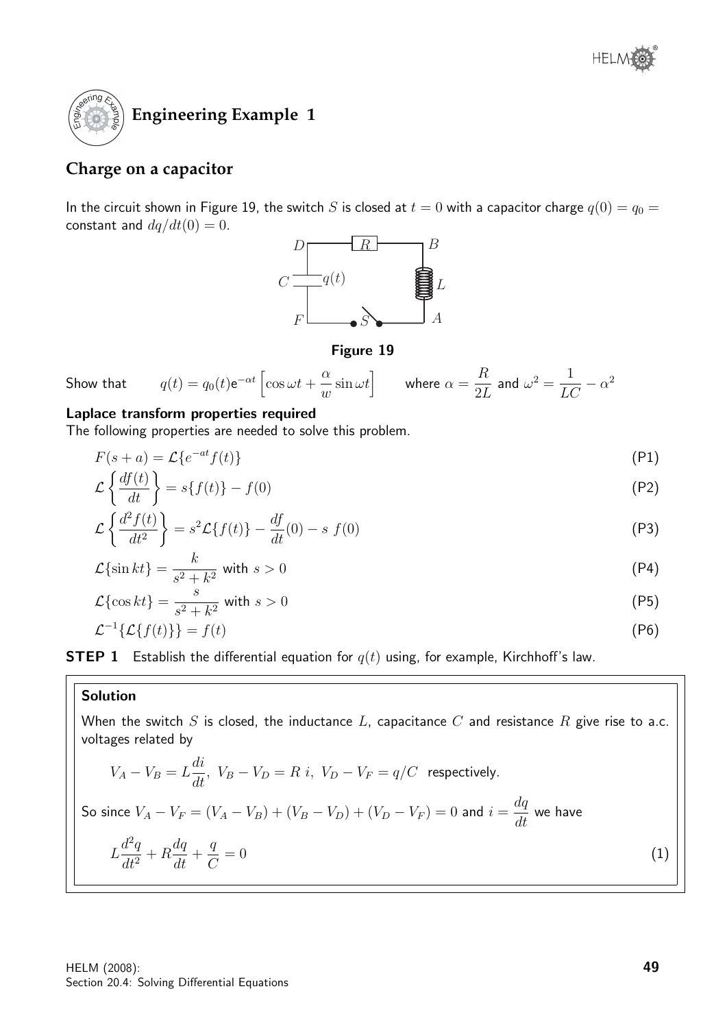## Engineering Example 1

### Charge on a capacitor

In the circuit shown in Figure 19, the switch $S$ is closed at $t = 0$ with a capacitor charge $q(0) = q_0 =$ constant and $dq/dt(0) = 0$.

**Figure 19**

Show that $\quad q(t) = q_0(t)\mathrm{e}^{-\alpha t}\left[\cos \omega t + \dfrac{\alpha}{w}\sin \omega t\right] \quad$ where $\alpha = \dfrac{R}{2L}$ and $\omega^2 = \dfrac{1}{LC} - \alpha^2$

**Laplace transform properties required**

The following properties are needed to solve this problem.

$$F(s+a) = \mathcal{L}\{e^{-at}f(t)\} \tag{P1}$$

$$\mathcal{L}\left\{\frac{df(t)}{dt}\right\} = s\{f(t)\} - f(0) \tag{P2}$$

$$\mathcal{L}\left\{\frac{d^2f(t)}{dt^2}\right\} = s^2\mathcal{L}\{f(t)\} - \frac{df}{dt}(0) - s\ f(0) \tag{P3}$$

$$\mathcal{L}\{\sin kt\} = \frac{k}{s^2+k^2} \text{ with } s > 0 \tag{P4}$$

$$\mathcal{L}\{\cos kt\} = \frac{s}{s^2+k^2} \text{ with } s > 0 \tag{P5}$$

$$\mathcal{L}^{-1}\{\mathcal{L}\{f(t)\}\} = f(t) \tag{P6}$$

**STEP 1** Establish the differential equation for $q(t)$ using, for example, Kirchhoff's law.

**Solution**

When the switch $S$ is closed, the inductance $L$, capacitance $C$ and resistance $R$ give rise to a.c. voltages related by

$$V_A - V_B = L\frac{di}{dt},\ V_B - V_D = R\ i,\ V_D - V_F = q/C \text{ respectively.}$$

So since $V_A - V_F = (V_A - V_B) + (V_B - V_D) + (V_D - V_F) = 0$ and $i = \dfrac{dq}{dt}$ we have

$$L\frac{d^2q}{dt^2} + R\frac{dq}{dt} + \frac{q}{C} = 0 \tag{1}$$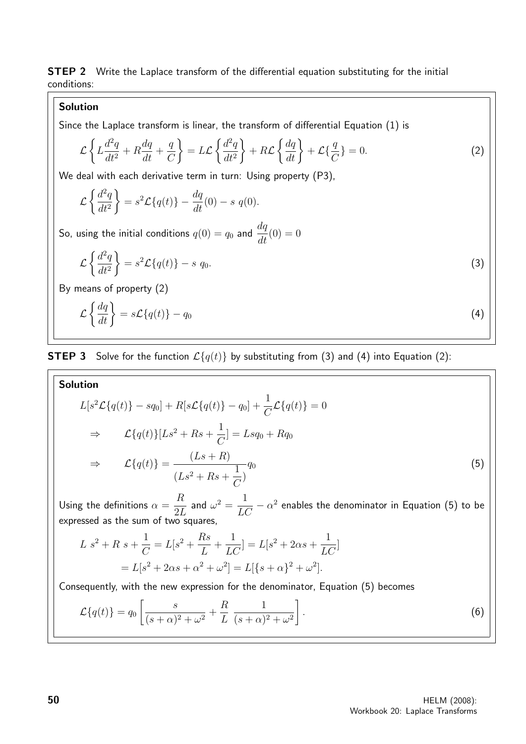**STEP 2** Write the Laplace transform of the differential equation substituting for the initial conditions:

**Solution**

Since the Laplace transform is linear, the transform of differential Equation (1) is

$$\mathcal{L}\left\{L\frac{d^2q}{dt^2} + R\frac{dq}{dt} + \frac{q}{C}\right\} = L\mathcal{L}\left\{\frac{d^2q}{dt^2}\right\} + R\mathcal{L}\left\{\frac{dq}{dt}\right\} + \mathcal{L}\{\frac{q}{C}\} = 0. \qquad (2)$$

We deal with each derivative term in turn: Using property (P3),

$$\mathcal{L}\left\{\frac{d^2q}{dt^2}\right\} = s^2\mathcal{L}\{q(t)\} - \frac{dq}{dt}(0) - s\ q(0).$$

So, using the initial conditions $q(0) = q_0$ and $\dfrac{dq}{dt}(0) = 0$

$$\mathcal{L}\left\{\frac{d^2q}{dt^2}\right\} = s^2\mathcal{L}\{q(t)\} - s\ q_0. \qquad (3)$$

By means of property (2)

$$\mathcal{L}\left\{\frac{dq}{dt}\right\} = s\mathcal{L}\{q(t)\} - q_0 \qquad (4)$$

**STEP 3** Solve for the function $\mathcal{L}\{q(t)\}$ by substituting from (3) and (4) into Equation (2):

**Solution**

$$L[s^2\mathcal{L}\{q(t)\} - sq_0] + R[s\mathcal{L}\{q(t)\} - q_0] + \frac{1}{C}\mathcal{L}\{q(t)\} = 0$$

$$\Rightarrow \qquad \mathcal{L}\{q(t)\}[Ls^2 + Rs + \frac{1}{C}] = Lsq_0 + Rq_0$$

$$\Rightarrow \qquad \mathcal{L}\{q(t)\} = \frac{(Ls + R)}{(Ls^2 + Rs + \dfrac{1}{C})}q_0 \qquad (5)$$

Using the definitions $\alpha = \dfrac{R}{2L}$ and $\omega^2 = \dfrac{1}{LC} - \alpha^2$ enables the denominator in Equation (5) to be expressed as the sum of two squares,

$$L\ s^2 + R\ s + \frac{1}{C} = L[s^2 + \frac{Rs}{L} + \frac{1}{LC}] = L[s^2 + 2\alpha s + \frac{1}{LC}]$$

$$= L[s^2 + 2\alpha s + \alpha^2 + \omega^2] = L[\{s + \alpha\}^2 + \omega^2].$$

Consequently, with the new expression for the denominator, Equation (5) becomes

$$\mathcal{L}\{q(t)\} = q_0\left[\frac{s}{(s+\alpha)^2 + \omega^2} + \frac{R}{L}\ \frac{1}{(s+\alpha)^2 + \omega^2}\right]. \qquad (6)$$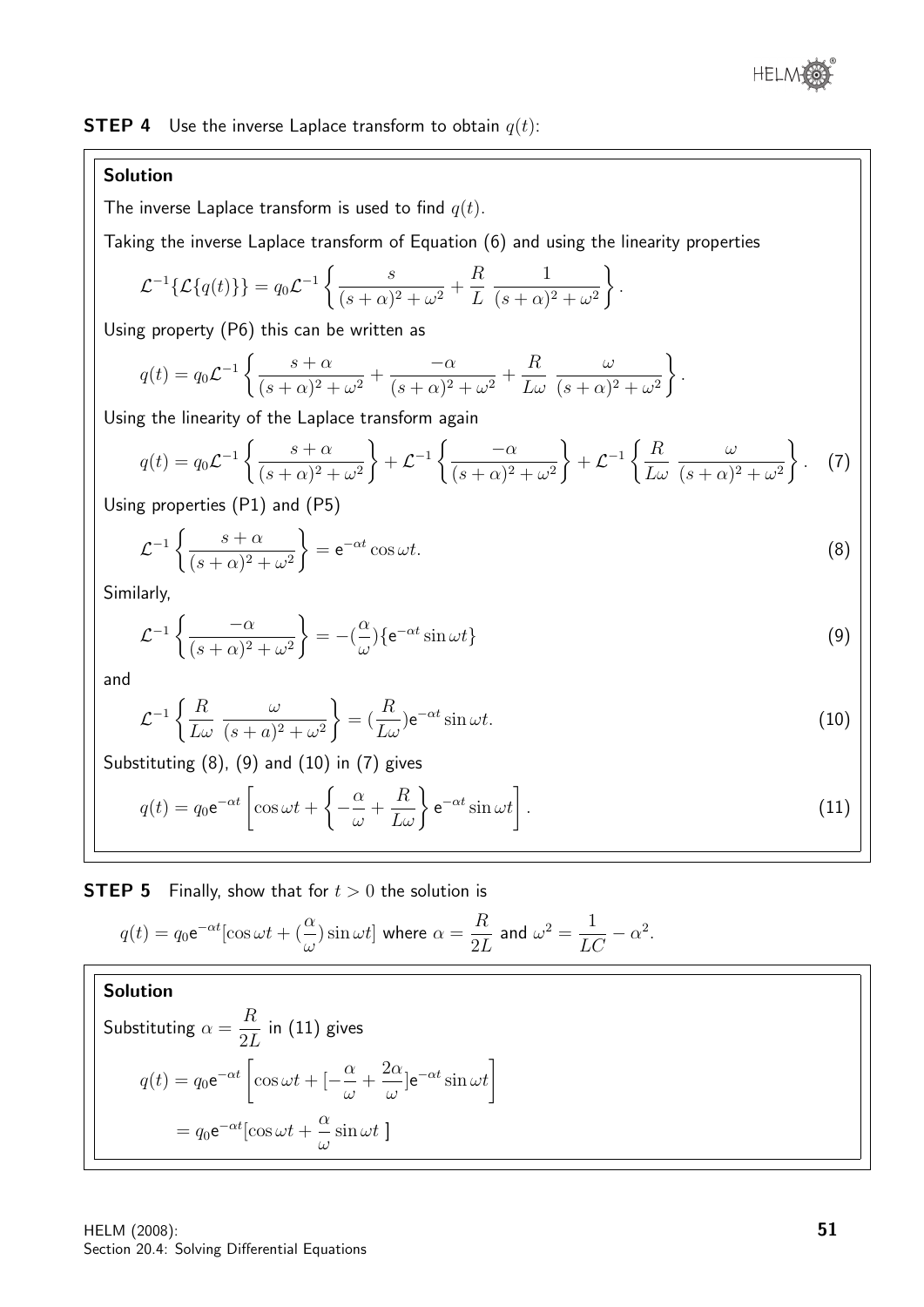**STEP 4** Use the inverse Laplace transform to obtain $q(t)$:

**Solution**

The inverse Laplace transform is used to find $q(t)$.

Taking the inverse Laplace transform of Equation (6) and using the linearity properties

$$\mathcal{L}^{-1}\{\mathcal{L}\{q(t)\}\} = q_0\mathcal{L}^{-1}\left\{\frac{s}{(s+\alpha)^2+\omega^2} + \frac{R}{L}\,\frac{1}{(s+\alpha)^2+\omega^2}\right\}.$$

Using property (P6) this can be written as

$$q(t) = q_0\mathcal{L}^{-1}\left\{\frac{s+\alpha}{(s+\alpha)^2+\omega^2} + \frac{-\alpha}{(s+\alpha)^2+\omega^2} + \frac{R}{L\omega}\,\frac{\omega}{(s+\alpha)^2+\omega^2}\right\}.$$

Using the linearity of the Laplace transform again

$$q(t) = q_0\mathcal{L}^{-1}\left\{\frac{s+\alpha}{(s+\alpha)^2+\omega^2}\right\} + \mathcal{L}^{-1}\left\{\frac{-\alpha}{(s+\alpha)^2+\omega^2}\right\} + \mathcal{L}^{-1}\left\{\frac{R}{L\omega}\,\frac{\omega}{(s+\alpha)^2+\omega^2}\right\}. \quad (7)$$

Using properties (P1) and (P5)

$$\mathcal{L}^{-1}\left\{\frac{s+\alpha}{(s+\alpha)^2+\omega^2}\right\} = \mathsf{e}^{-\alpha t}\cos\omega t. \quad (8)$$

Similarly,

$$\mathcal{L}^{-1}\left\{\frac{-\alpha}{(s+\alpha)^2+\omega^2}\right\} = -(\frac{\alpha}{\omega})\{\mathsf{e}^{-\alpha t}\sin\omega t\} \quad (9)$$

and

$$\mathcal{L}^{-1}\left\{\frac{R}{L\omega}\,\frac{\omega}{(s+a)^2+\omega^2}\right\} = (\frac{R}{L\omega})\mathsf{e}^{-\alpha t}\sin\omega t. \quad (10)$$

Substituting (8), (9) and (10) in (7) gives

$$q(t) = q_0\mathsf{e}^{-\alpha t}\left[\cos\omega t + \left\{-\frac{\alpha}{\omega} + \frac{R}{L\omega}\right\}\mathsf{e}^{-\alpha t}\sin\omega t\right]. \quad (11)$$

**STEP 5** Finally, show that for $t > 0$ the solution is

$$q(t) = q_0\mathsf{e}^{-\alpha t}[\cos\omega t + (\frac{\alpha}{\omega})\sin\omega t] \text{ where } \alpha = \frac{R}{2L} \text{ and } \omega^2 = \frac{1}{LC} - \alpha^2.$$

**Solution**

Substituting $\alpha = \dfrac{R}{2L}$ in (11) gives

$$\begin{aligned} q(t) &= q_0\mathsf{e}^{-\alpha t}\left[\cos\omega t + [-\frac{\alpha}{\omega} + \frac{2\alpha}{\omega}]\mathsf{e}^{-\alpha t}\sin\omega t\right] \\ &= q_0\mathsf{e}^{-\alpha t}[\cos\omega t + \frac{\alpha}{\omega}\sin\omega t\ ] \end{aligned}$$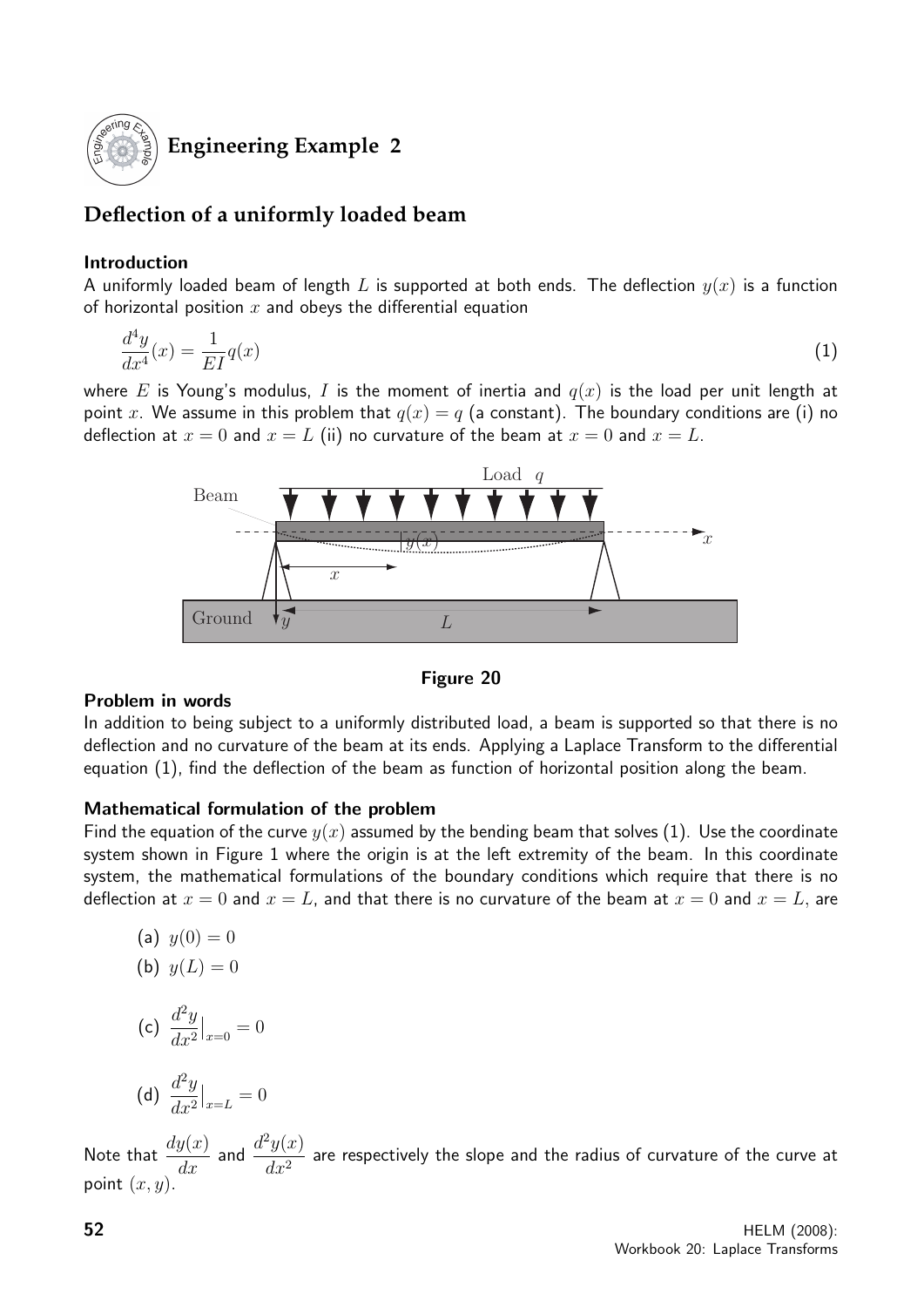## Engineering Example 2

## Deflection of a uniformly loaded beam

### Introduction

A uniformly loaded beam of length $L$ is supported at both ends. The deflection $y(x)$ is a function of horizontal position $x$ and obeys the differential equation

$$\frac{d^4y}{dx^4}(x) = \frac{1}{EI}q(x) \qquad (1)$$

where $E$ is Young's modulus, $I$ is the moment of inertia and $q(x)$ is the load per unit length at point $x$. We assume in this problem that $q(x) = q$ (a constant). The boundary conditions are (i) no deflection at $x = 0$ and $x = L$ (ii) no curvature of the beam at $x = 0$ and $x = L$.

**Figure 20**

### Problem in words

In addition to being subject to a uniformly distributed load, a beam is supported so that there is no deflection and no curvature of the beam at its ends. Applying a Laplace Transform to the differential equation (1), find the deflection of the beam as function of horizontal position along the beam.

### Mathematical formulation of the problem

Find the equation of the curve $y(x)$ assumed by the bending beam that solves (1). Use the coordinate system shown in Figure 1 where the origin is at the left extremity of the beam. In this coordinate system, the mathematical formulations of the boundary conditions which require that there is no deflection at $x = 0$ and $x = L$, and that there is no curvature of the beam at $x = 0$ and $x = L$, are

(a) $y(0) = 0$

(b) $y(L) = 0$

(c) $\dfrac{d^2y}{dx^2}\Big|_{x=0} = 0$

(d) $\dfrac{d^2y}{dx^2}\Big|_{x=L} = 0$

Note that $\dfrac{dy(x)}{dx}$ and $\dfrac{d^2y(x)}{dx^2}$ are respectively the slope and the radius of curvature of the curve at point $(x, y)$.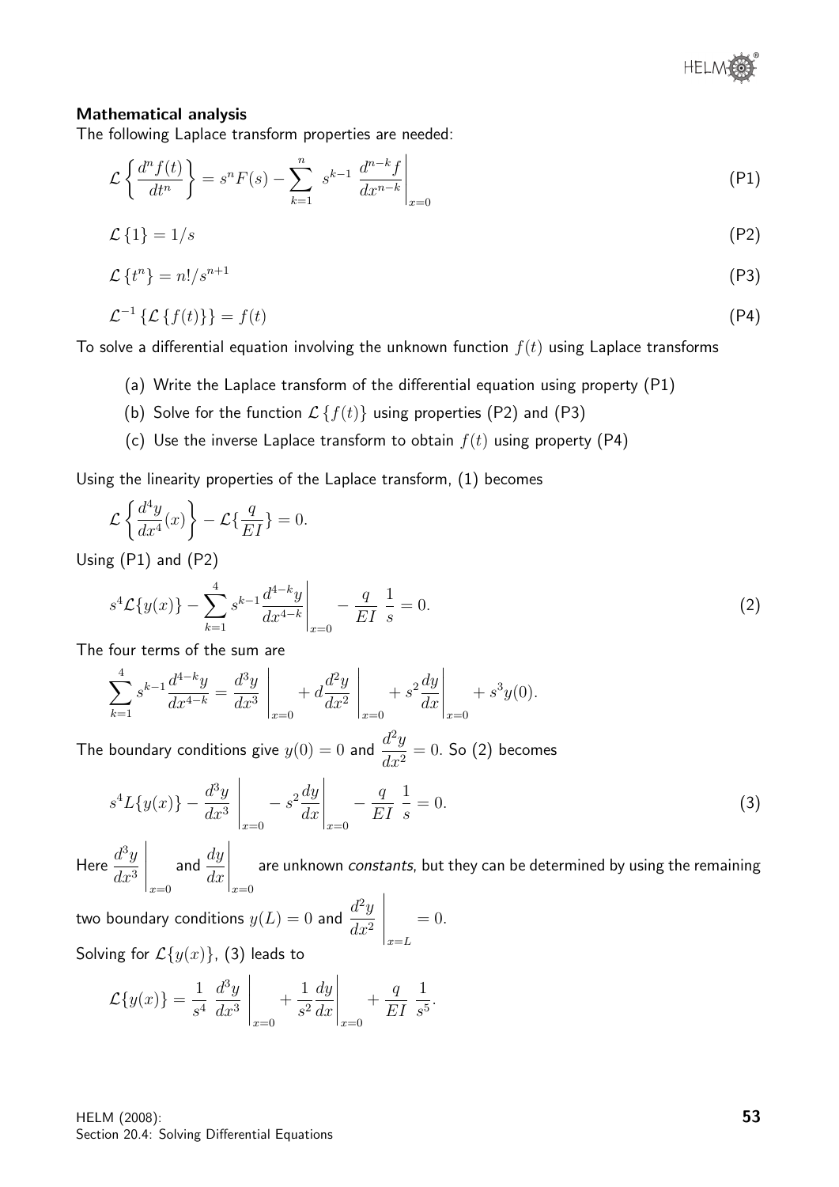**Mathematical analysis**

The following Laplace transform properties are needed:

$$\mathcal{L}\left\{\frac{d^n f(t)}{dt^n}\right\} = s^n F(s) - \sum_{k=1}^{n} s^{k-1} \left.\frac{d^{n-k} f}{dx^{n-k}}\right|_{x=0} \tag{P1}$$

$$\mathcal{L}\{1\} = 1/s \tag{P2}$$

$$\mathcal{L}\{t^n\} = n!/s^{n+1} \tag{P3}$$

$$\mathcal{L}^{-1}\{\mathcal{L}\{f(t)\}\} = f(t) \tag{P4}$$

To solve a differential equation involving the unknown function $f(t)$ using Laplace transforms

(a) Write the Laplace transform of the differential equation using property (P1)

(b) Solve for the function $\mathcal{L}\{f(t)\}$ using properties (P2) and (P3)

(c) Use the inverse Laplace transform to obtain $f(t)$ using property (P4)

Using the linearity properties of the Laplace transform, (1) becomes

$$\mathcal{L}\left\{\frac{d^4 y}{dx^4}(x)\right\} - \mathcal{L}\left\{\frac{q}{EI}\right\} = 0.$$

Using (P1) and (P2)

$$s^4 \mathcal{L}\{y(x)\} - \sum_{k=1}^{4} s^{k-1} \left.\frac{d^{4-k} y}{dx^{4-k}}\right|_{x=0} - \frac{q}{EI}\,\frac{1}{s} = 0. \tag{2}$$

The four terms of the sum are

$$\sum_{k=1}^{4} s^{k-1} \frac{d^{4-k} y}{dx^{4-k}} = \left.\frac{d^3 y}{dx^3}\right|_{x=0} + d\left.\frac{d^2 y}{dx^2}\right|_{x=0} + s^2 \left.\frac{dy}{dx}\right|_{x=0} + s^3 y(0).$$

The boundary conditions give $y(0) = 0$ and $\dfrac{d^2 y}{dx^2} = 0$. So (2) becomes

$$s^4 L\{y(x)\} - \left.\frac{d^3 y}{dx^3}\right|_{x=0} - s^2 \left.\frac{dy}{dx}\right|_{x=0} - \frac{q}{EI}\,\frac{1}{s} = 0. \tag{3}$$

Here $\left.\dfrac{d^3 y}{dx^3}\right|_{x=0}$ and $\left.\dfrac{dy}{dx}\right|_{x=0}$ are unknown *constants*, but they can be determined by using the remaining two boundary conditions $y(L) = 0$ and $\left.\dfrac{d^2 y}{dx^2}\right|_{x=L} = 0$.

Solving for $\mathcal{L}\{y(x)\}$, (3) leads to

$$\mathcal{L}\{y(x)\} = \frac{1}{s^4}\left.\frac{d^3 y}{dx^3}\right|_{x=0} + \frac{1}{s^2}\left.\frac{dy}{dx}\right|_{x=0} + \frac{q}{EI}\,\frac{1}{s^5}.$$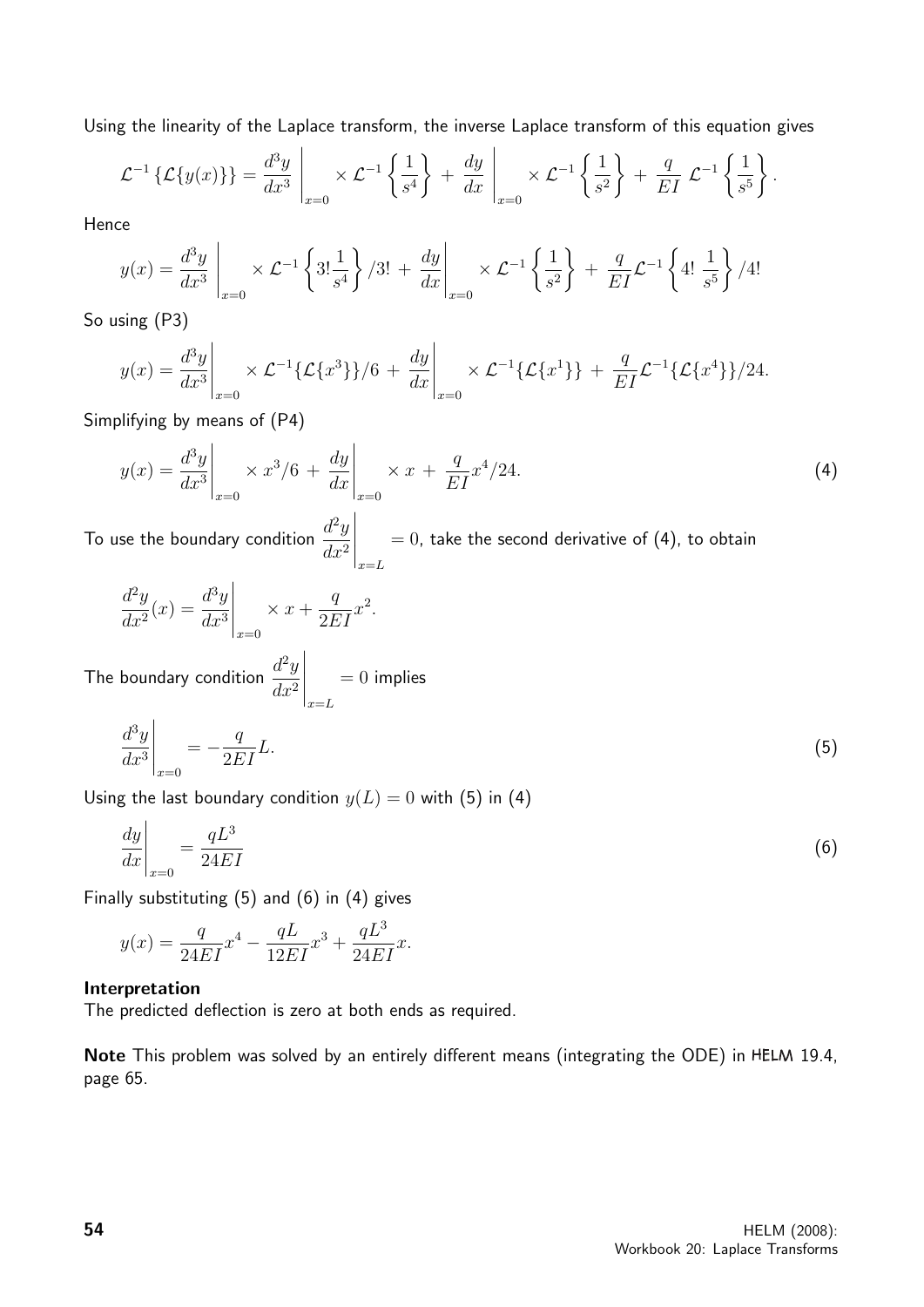Using the linearity of the Laplace transform, the inverse Laplace transform of this equation gives

$$\mathcal{L}^{-1}\left\{\mathcal{L}\{y(x)\}\right\} = \left.\frac{d^3y}{dx^3}\right|_{x=0} \times \mathcal{L}^{-1}\left\{\frac{1}{s^4}\right\} + \left.\frac{dy}{dx}\right|_{x=0} \times \mathcal{L}^{-1}\left\{\frac{1}{s^2}\right\} + \frac{q}{EI}\,\mathcal{L}^{-1}\left\{\frac{1}{s^5}\right\}.$$

Hence

$$y(x) = \left.\frac{d^3y}{dx^3}\right|_{x=0} \times \mathcal{L}^{-1}\left\{3!\frac{1}{s^4}\right\}/3! + \left.\frac{dy}{dx}\right|_{x=0} \times \mathcal{L}^{-1}\left\{\frac{1}{s^2}\right\} + \frac{q}{EI}\mathcal{L}^{-1}\left\{4!\,\frac{1}{s^5}\right\}/4!$$

So using (P3)

$$y(x) = \left.\frac{d^3y}{dx^3}\right|_{x=0} \times \mathcal{L}^{-1}\{\mathcal{L}\{x^3\}\}/6 + \left.\frac{dy}{dx}\right|_{x=0} \times \mathcal{L}^{-1}\{\mathcal{L}\{x^1\}\} + \frac{q}{EI}\mathcal{L}^{-1}\{\mathcal{L}\{x^4\}\}/24.$$

Simplifying by means of (P4)

$$y(x) = \left.\frac{d^3y}{dx^3}\right|_{x=0} \times x^3/6 + \left.\frac{dy}{dx}\right|_{x=0} \times x + \frac{q}{EI}x^4/24. \tag{4}$$

To use the boundary condition $\left.\dfrac{d^2y}{dx^2}\right|_{x=L} = 0$, take the second derivative of (4), to obtain

$$\frac{d^2y}{dx^2}(x) = \left.\frac{d^3y}{dx^3}\right|_{x=0} \times x + \frac{q}{2EI}x^2.$$

The boundary condition $\left.\dfrac{d^2y}{dx^2}\right|_{x=L} = 0$ implies

$$\left.\frac{d^3y}{dx^3}\right|_{x=0} = -\frac{q}{2EI}L. \tag{5}$$

Using the last boundary condition $y(L) = 0$ with (5) in (4)

$$\left.\frac{dy}{dx}\right|_{x=0} = \frac{qL^3}{24EI} \tag{6}$$

Finally substituting (5) and (6) in (4) gives

$$y(x) = \frac{q}{24EI}x^4 - \frac{qL}{12EI}x^3 + \frac{qL^3}{24EI}x.$$

**Interpretation**

The predicted deflection is zero at both ends as required.

**Note** This problem was solved by an entirely different means (integrating the ODE) in HELM 19.4, page 65.